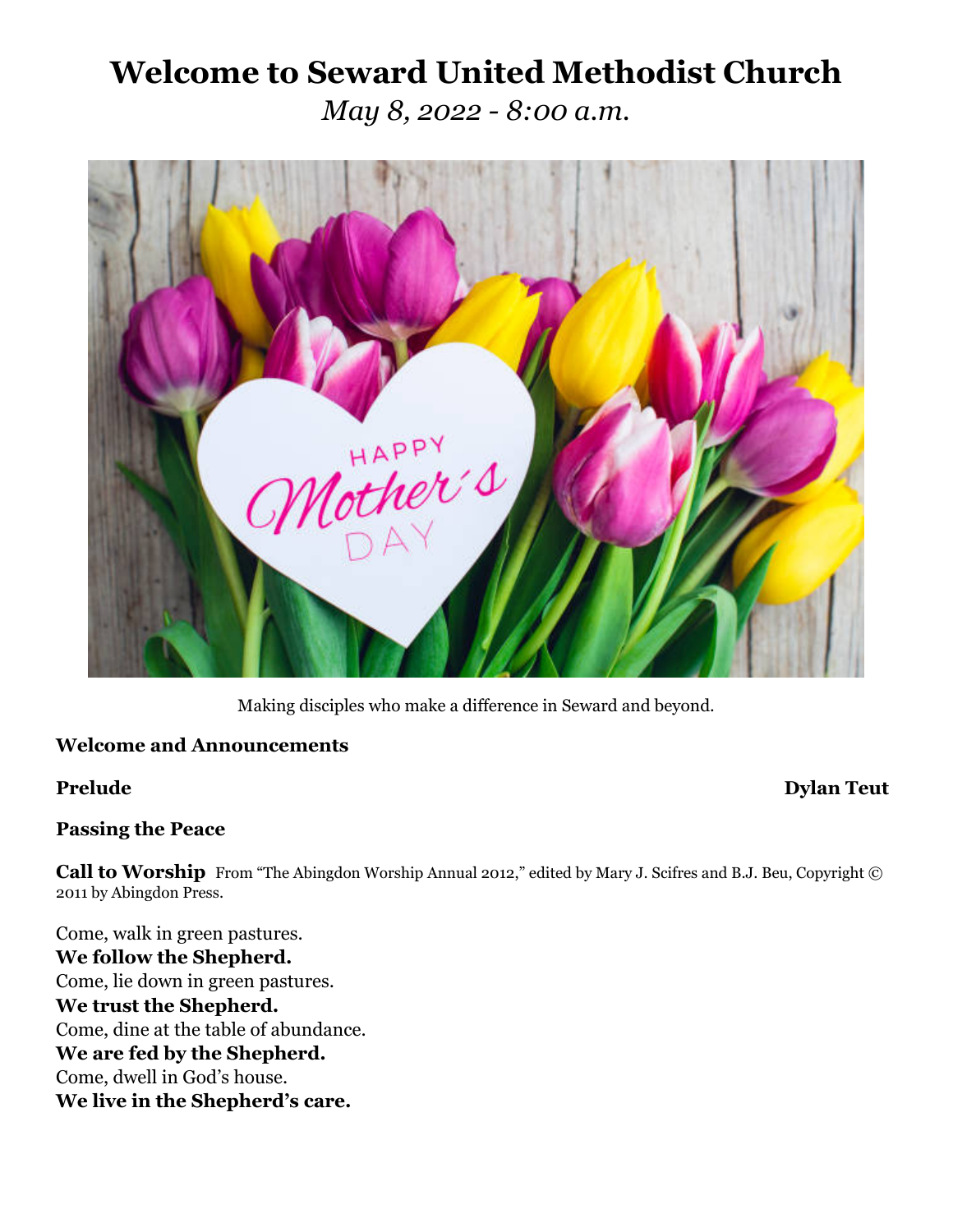# Welcome to Seward United Methodist Church

*May 8, 2022 - 8:00 a.m.*

Making disciples who make a difference in Seward and beyond.

**Welcome and Announcements**

**Prelude** **Dylan Teut**

**Passing the Peace**

**Call to Worship** From "The Abingdon Worship Annual 2012," edited by Mary J. Scifres and B.J. Beu, Copyright © 2011 by Abingdon Press.

Come, walk in green pastures.
**We follow the Shepherd.**
Come, lie down in green pastures.
**We trust the Shepherd.**
Come, dine at the table of abundance.
**We are fed by the Shepherd.**
Come, dwell in God's house.
**We live in the Shepherd's care.**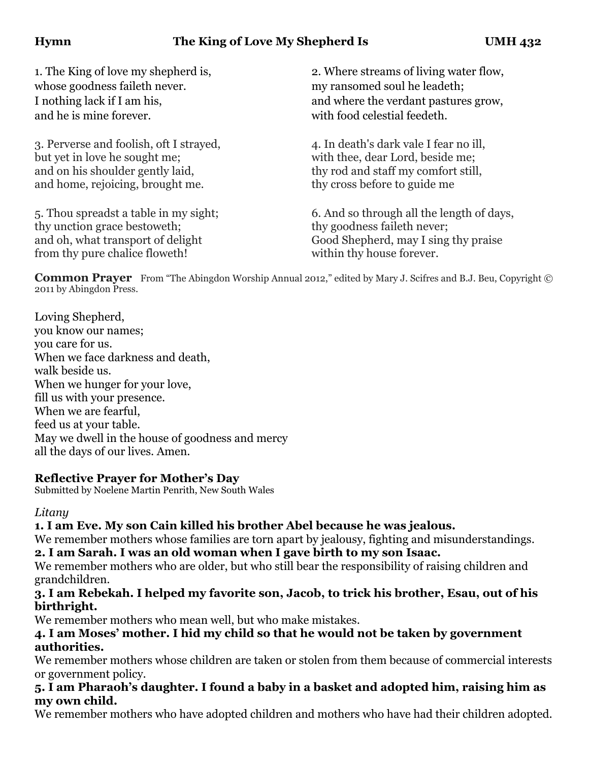**Hymn** **The King of Love My Shepherd Is** **UMH 432**

1. The King of love my shepherd is,
whose goodness faileth never.
I nothing lack if I am his,
and he is mine forever.

2. Where streams of living water flow,
my ransomed soul he leadeth;
and where the verdant pastures grow,
with food celestial feedeth.

3. Perverse and foolish, oft I strayed,
but yet in love he sought me;
and on his shoulder gently laid,
and home, rejoicing, brought me.

4. In death's dark vale I fear no ill,
with thee, dear Lord, beside me;
thy rod and staff my comfort still,
thy cross before to guide me

5. Thou spreadst a table in my sight;
thy unction grace bestoweth;
and oh, what transport of delight
from thy pure chalice floweth!

6. And so through all the length of days,
thy goodness faileth never;
Good Shepherd, may I sing thy praise
within thy house forever.

**Common Prayer** From "The Abingdon Worship Annual 2012," edited by Mary J. Scifres and B.J. Beu, Copyright © 2011 by Abingdon Press.

Loving Shepherd,
you know our names;
you care for us.
When we face darkness and death,
walk beside us.
When we hunger for your love,
fill us with your presence.
When we are fearful,
feed us at your table.
May we dwell in the house of goodness and mercy
all the days of our lives. Amen.

### Reflective Prayer for Mother's Day

Submitted by Noelene Martin Penrith, New South Wales

*Litany*

**1. I am Eve. My son Cain killed his brother Abel because he was jealous.**
We remember mothers whose families are torn apart by jealousy, fighting and misunderstandings.

**2. I am Sarah. I was an old woman when I gave birth to my son Isaac.**
We remember mothers who are older, but who still bear the responsibility of raising children and grandchildren.

**3. I am Rebekah. I helped my favorite son, Jacob, to trick his brother, Esau, out of his birthright.**
We remember mothers who mean well, but who make mistakes.

**4. I am Moses' mother. I hid my child so that he would not be taken by government authorities.**
We remember mothers whose children are taken or stolen from them because of commercial interests or government policy.

**5. I am Pharaoh's daughter. I found a baby in a basket and adopted him, raising him as my own child.**
We remember mothers who have adopted children and mothers who have had their children adopted.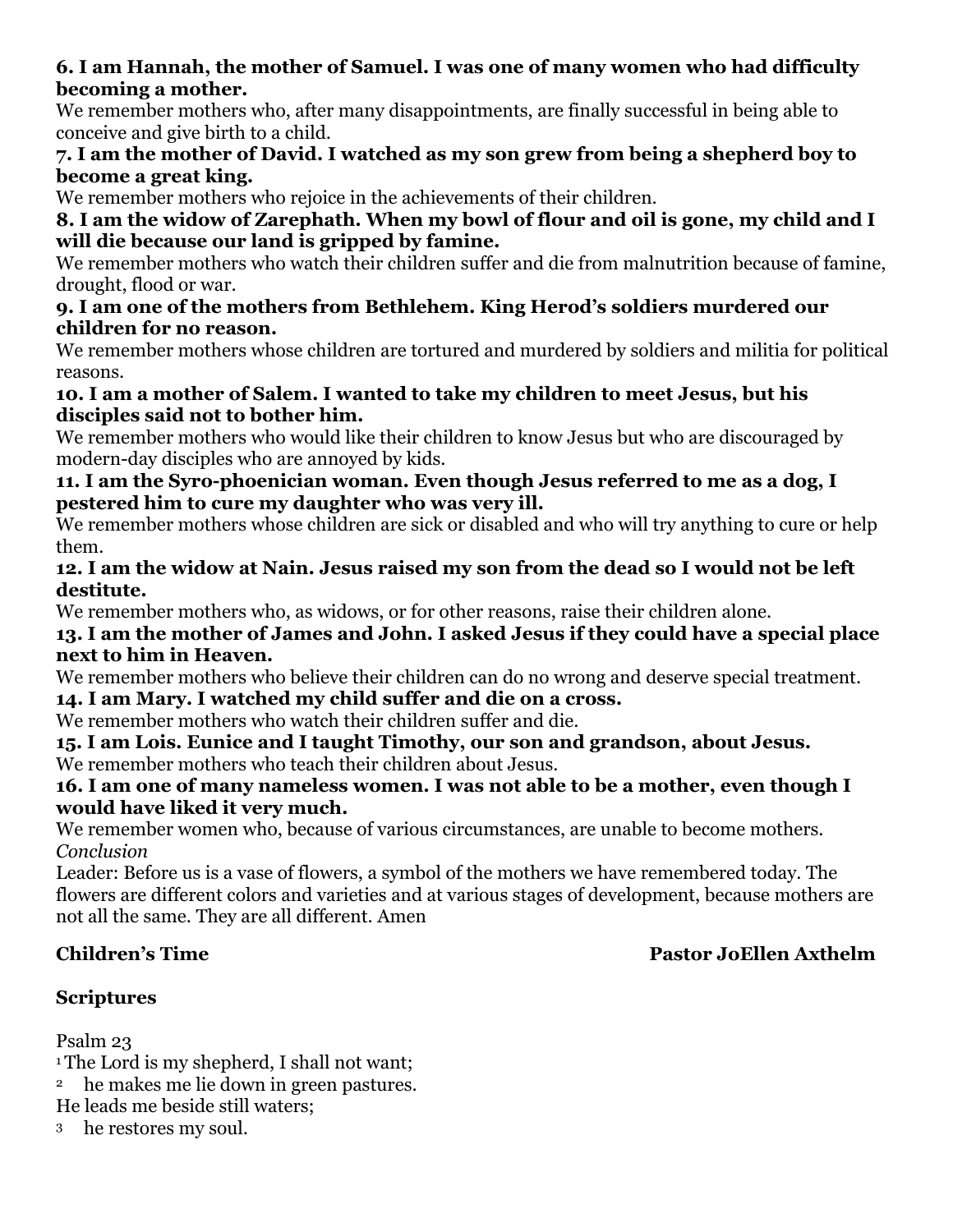**6. I am Hannah, the mother of Samuel. I was one of many women who had difficulty becoming a mother.**

We remember mothers who, after many disappointments, are finally successful in being able to conceive and give birth to a child.

**7. I am the mother of David. I watched as my son grew from being a shepherd boy to become a great king.**

We remember mothers who rejoice in the achievements of their children.

**8. I am the widow of Zarephath. When my bowl of flour and oil is gone, my child and I will die because our land is gripped by famine.**

We remember mothers who watch their children suffer and die from malnutrition because of famine, drought, flood or war.

**9. I am one of the mothers from Bethlehem. King Herod's soldiers murdered our children for no reason.**

We remember mothers whose children are tortured and murdered by soldiers and militia for political reasons.

**10. I am a mother of Salem. I wanted to take my children to meet Jesus, but his disciples said not to bother him.**

We remember mothers who would like their children to know Jesus but who are discouraged by modern-day disciples who are annoyed by kids.

**11. I am the Syro-phoenician woman. Even though Jesus referred to me as a dog, I pestered him to cure my daughter who was very ill.**

We remember mothers whose children are sick or disabled and who will try anything to cure or help them.

**12. I am the widow at Nain. Jesus raised my son from the dead so I would not be left destitute.**

We remember mothers who, as widows, or for other reasons, raise their children alone.

**13. I am the mother of James and John. I asked Jesus if they could have a special place next to him in Heaven.**

We remember mothers who believe their children can do no wrong and deserve special treatment.

**14. I am Mary. I watched my child suffer and die on a cross.**

We remember mothers who watch their children suffer and die.

**15. I am Lois. Eunice and I taught Timothy, our son and grandson, about Jesus.**

We remember mothers who teach their children about Jesus.

**16. I am one of many nameless women. I was not able to be a mother, even though I would have liked it very much.**

We remember women who, because of various circumstances, are unable to become mothers.

*Conclusion*

Leader: Before us is a vase of flowers, a symbol of the mothers we have remembered today. The flowers are different colors and varieties and at various stages of development, because mothers are not all the same. They are all different. Amen

**Children's Time** **Pastor JoEllen Axthelm**

**Scriptures**

Psalm 23

[1] The Lord is my shepherd, I shall not want;

[2] he makes me lie down in green pastures.

He leads me beside still waters;

[3] he restores my soul.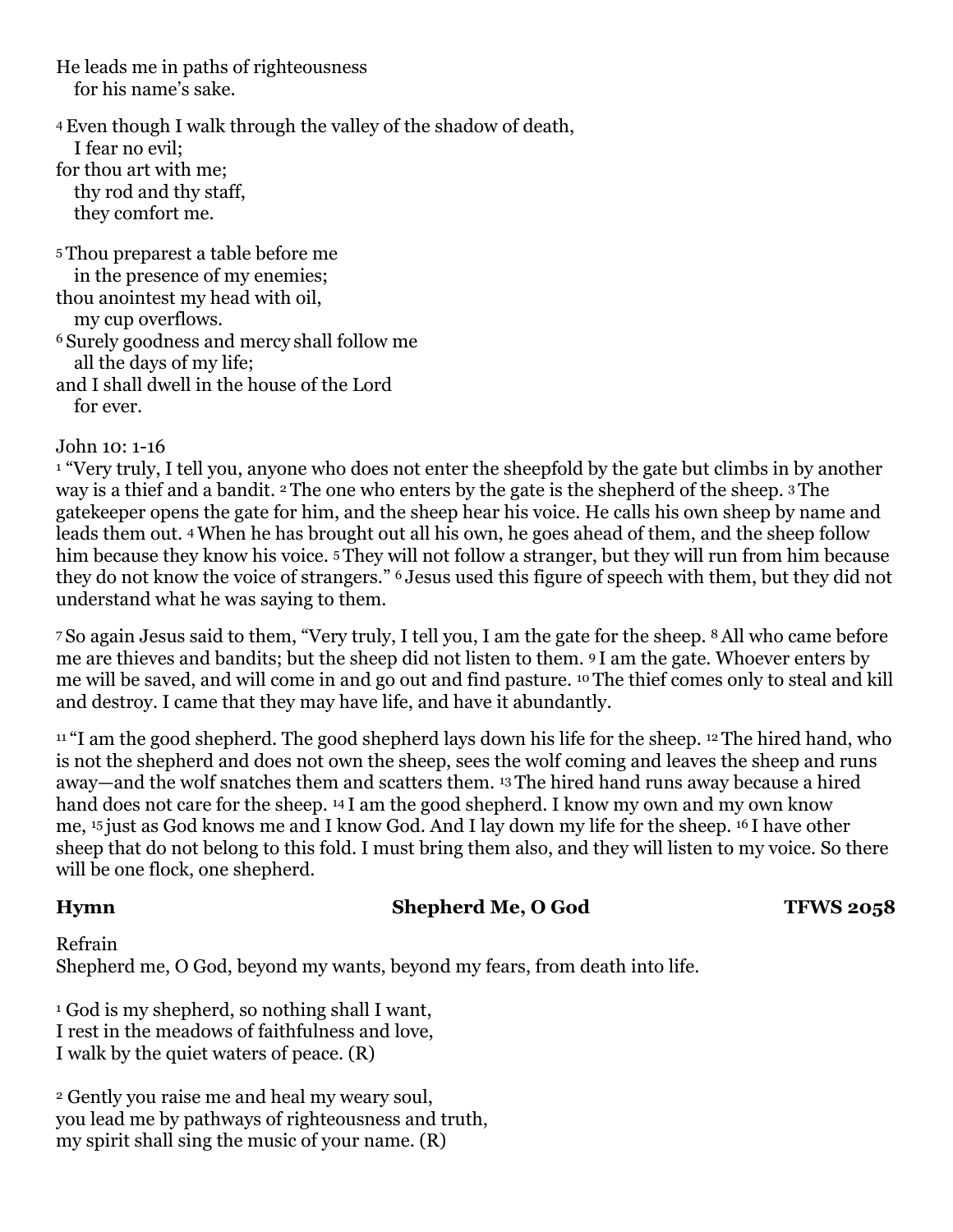He leads me in paths of righteousness
  for his name's sake.

[4] Even though I walk through the valley of the shadow of death,
  I fear no evil;
for thou art with me;
  thy rod and thy staff,
  they comfort me.

[5] Thou preparest a table before me
  in the presence of my enemies;
thou anointest my head with oil,
  my cup overflows.
[6] Surely goodness and mercy shall follow me
  all the days of my life;
and I shall dwell in the house of the Lord
  for ever.

John 10: 1-16
[1] "Very truly, I tell you, anyone who does not enter the sheepfold by the gate but climbs in by another way is a thief and a bandit. [2] The one who enters by the gate is the shepherd of the sheep. [3] The gatekeeper opens the gate for him, and the sheep hear his voice. He calls his own sheep by name and leads them out. [4] When he has brought out all his own, he goes ahead of them, and the sheep follow him because they know his voice. [5] They will not follow a stranger, but they will run from him because they do not know the voice of strangers." [6] Jesus used this figure of speech with them, but they did not understand what he was saying to them.

[7] So again Jesus said to them, "Very truly, I tell you, I am the gate for the sheep. [8] All who came before me are thieves and bandits; but the sheep did not listen to them. [9] I am the gate. Whoever enters by me will be saved, and will come in and go out and find pasture. [10] The thief comes only to steal and kill and destroy. I came that they may have life, and have it abundantly.

[11] "I am the good shepherd. The good shepherd lays down his life for the sheep. [12] The hired hand, who is not the shepherd and does not own the sheep, sees the wolf coming and leaves the sheep and runs away—and the wolf snatches them and scatters them. [13] The hired hand runs away because a hired hand does not care for the sheep. [14] I am the good shepherd. I know my own and my own know me, [15] just as God knows me and I know God. And I lay down my life for the sheep. [16] I have other sheep that do not belong to this fold. I must bring them also, and they will listen to my voice. So there will be one flock, one shepherd.

**Hymn** **Shepherd Me, O God** **TFWS 2058**

Refrain
Shepherd me, O God, beyond my wants, beyond my fears, from death into life.

[1] God is my shepherd, so nothing shall I want,
I rest in the meadows of faithfulness and love,
I walk by the quiet waters of peace. (R)

[2] Gently you raise me and heal my weary soul,
you lead me by pathways of righteousness and truth,
my spirit shall sing the music of your name. (R)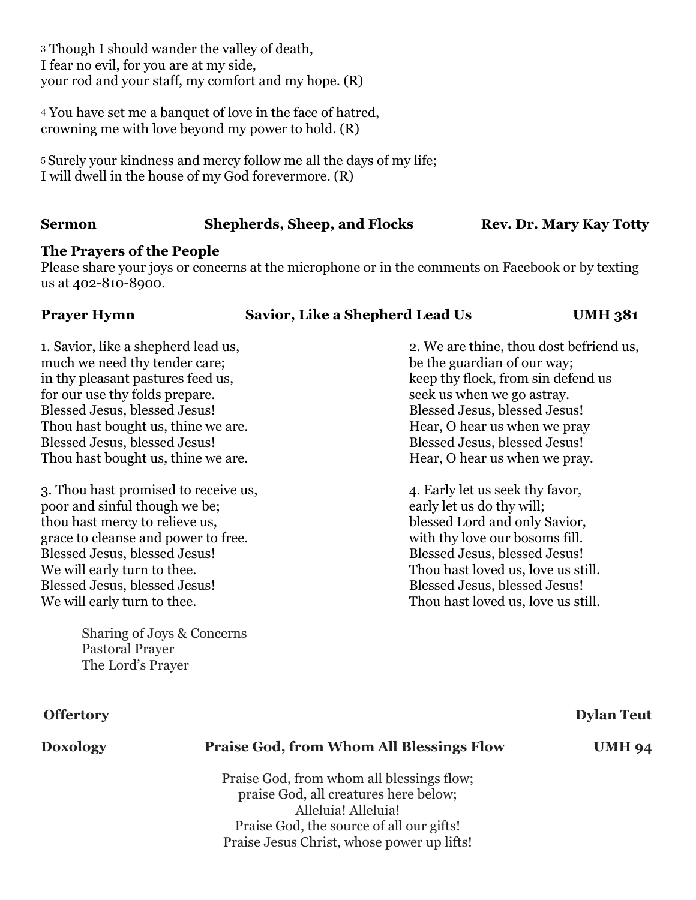3 Though I should wander the valley of death,
I fear no evil, for you are at my side,
your rod and your staff, my comfort and my hope. (R)

4 You have set me a banquet of love in the face of hatred,
crowning me with love beyond my power to hold. (R)

5 Surely your kindness and mercy follow me all the days of my life;
I will dwell in the house of my God forevermore. (R)

**Sermon** **Shepherds, Sheep, and Flocks** **Rev. Dr. Mary Kay Totty**

**The Prayers of the People**
Please share your joys or concerns at the microphone or in the comments on Facebook or by texting us at 402-810-8900.

**Prayer Hymn** **Savior, Like a Shepherd Lead Us** **UMH 381**

1. Savior, like a shepherd lead us,
much we need thy tender care;
in thy pleasant pastures feed us,
for our use thy folds prepare.
Blessed Jesus, blessed Jesus!
Thou hast bought us, thine we are.
Blessed Jesus, blessed Jesus!
Thou hast bought us, thine we are.

2. We are thine, thou dost befriend us,
be the guardian of our way;
keep thy flock, from sin defend us
seek us when we go astray.
Blessed Jesus, blessed Jesus!
Hear, O hear us when we pray
Blessed Jesus, blessed Jesus!
Hear, O hear us when we pray.

3. Thou hast promised to receive us,
poor and sinful though we be;
thou hast mercy to relieve us,
grace to cleanse and power to free.
Blessed Jesus, blessed Jesus!
We will early turn to thee.
Blessed Jesus, blessed Jesus!
We will early turn to thee.

4. Early let us seek thy favor,
early let us do thy will;
blessed Lord and only Savior,
with thy love our bosoms fill.
Blessed Jesus, blessed Jesus!
Thou hast loved us, love us still.
Blessed Jesus, blessed Jesus!
Thou hast loved us, love us still.

Sharing of Joys & Concerns
Pastoral Prayer
The Lord's Prayer

**Offertory** **Dylan Teut**

**Doxology** **Praise God, from Whom All Blessings Flow** **UMH 94**

Praise God, from whom all blessings flow;
praise God, all creatures here below;
Alleluia! Alleluia!
Praise God, the source of all our gifts!
Praise Jesus Christ, whose power up lifts!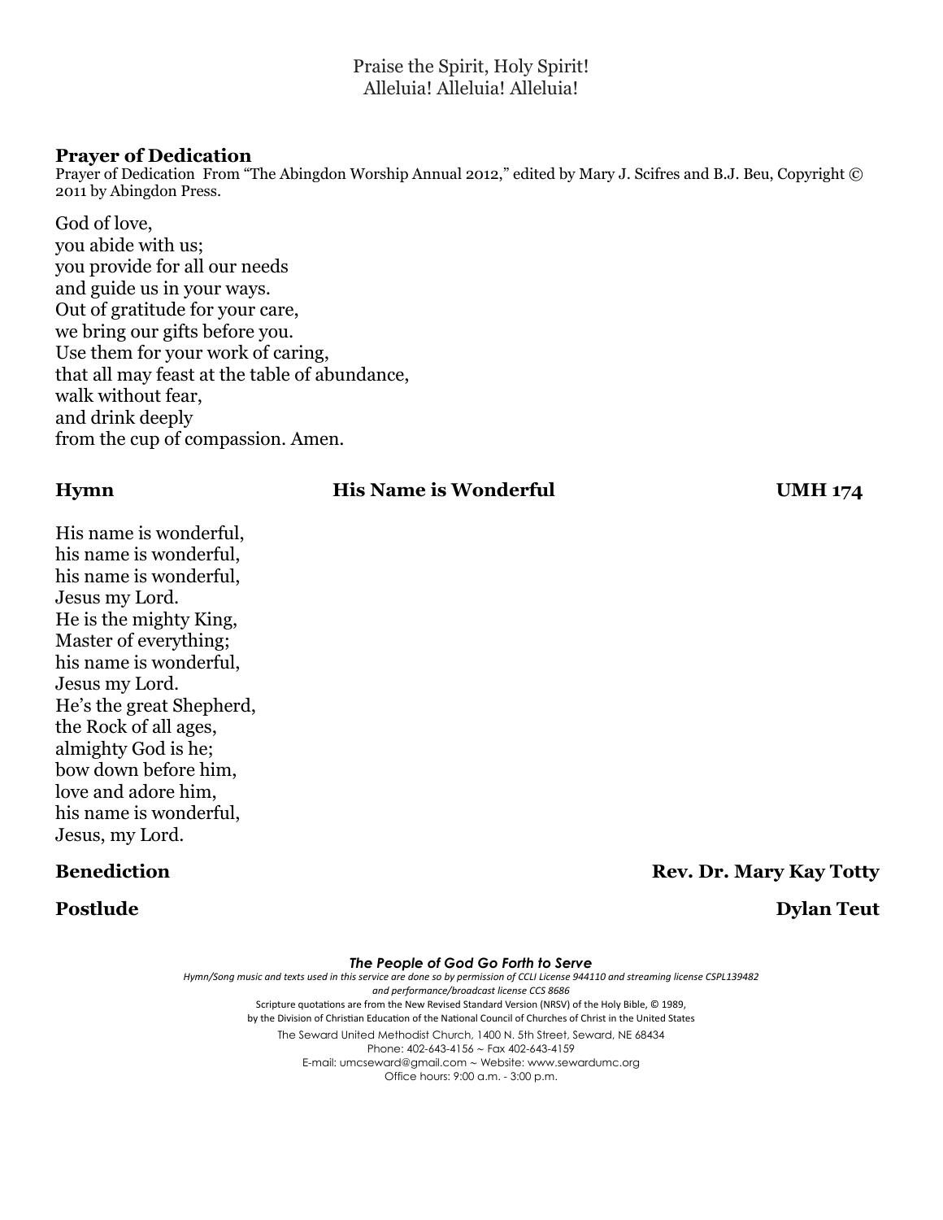Praise the Spirit, Holy Spirit!
Alleluia! Alleluia! Alleluia!

**Prayer of Dedication**
Prayer of Dedication From "The Abingdon Worship Annual 2012," edited by Mary J. Scifres and B.J. Beu, Copyright © 2011 by Abingdon Press.

God of love,
you abide with us;
you provide for all our needs
and guide us in your ways.
Out of gratitude for your care,
we bring our gifts before you.
Use them for your work of caring,
that all may feast at the table of abundance,
walk without fear,
and drink deeply
from the cup of compassion. Amen.

**Hymn** **His Name is Wonderful** **UMH 174**

His name is wonderful,
his name is wonderful,
his name is wonderful,
Jesus my Lord.
He is the mighty King,
Master of everything;
his name is wonderful,
Jesus my Lord.
He's the great Shepherd,
the Rock of all ages,
almighty God is he;
bow down before him,
love and adore him,
his name is wonderful,
Jesus, my Lord.

**Benediction** **Rev. Dr. Mary Kay Totty**

**Postlude** **Dylan Teut**

***The People of God Go Forth to Serve***
*Hymn/Song music and texts used in this service are done so by permission of CCLI License 944110 and streaming license CSPL139482 and performance/broadcast license CCS 8686*
Scripture quotations are from the New Revised Standard Version (NRSV) of the Holy Bible, © 1989,
by the Division of Christian Education of the National Council of Churches of Christ in the United States
The Seward United Methodist Church, 1400 N. 5th Street, Seward, NE 68434
Phone: 402-643-4156 ~ Fax 402-643-4159
E-mail: umcseward@gmail.com ~ Website: www.sewardumc.org
Office hours: 9:00 a.m. - 3:00 p.m.